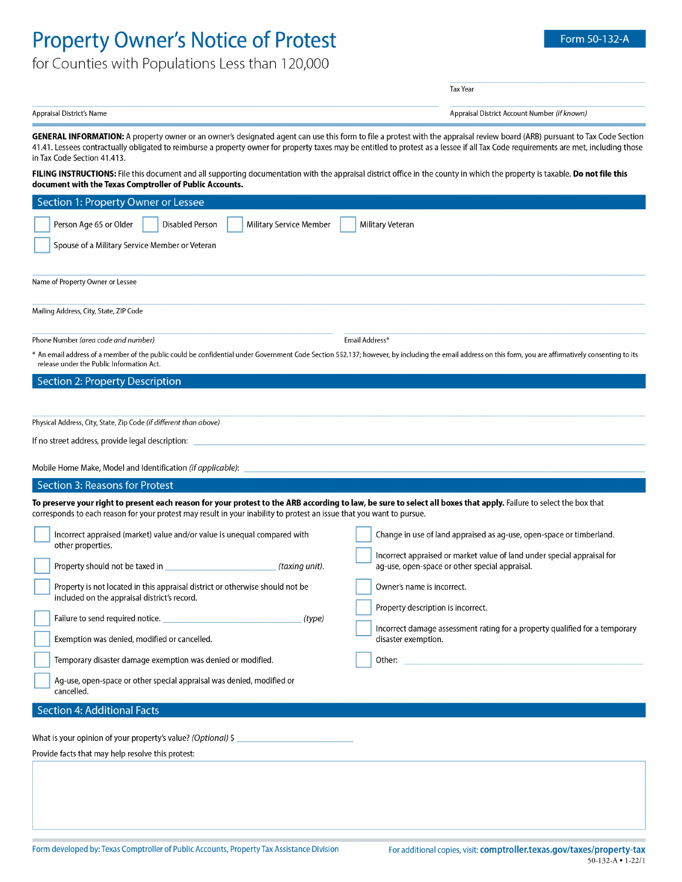# Property Owner's Notice of Protest

## for Counties with Populations Less than 120,000

**Form 50-132-A**

Tax Year ______________________

Appraisal District's Name ______________________ Appraisal District Account Number *(if known)* ______________________

**GENERAL INFORMATION:** A property owner or an owner's designated agent can use this form to file a protest with the appraisal review board (ARB) pursuant to Tax Code Section 41.41. Lessees contractually obligated to reimburse a property owner for property taxes may be entitled to protest as a lessee if all Tax Code requirements are met, including those in Tax Code Section 41.413.

**FILING INSTRUCTIONS:** File this document and all supporting documentation with the appraisal district office in the county in which the property is taxable. **Do not file this document with the Texas Comptroller of Public Accounts.**

## Section 1: Property Owner or Lessee

- ☐ Person Age 65 or Older
- ☐ Disabled Person
- ☐ Military Service Member
- ☐ Military Veteran
- ☐ Spouse of a Military Service Member or Veteran

Name of Property Owner or Lessee ______________________

Mailing Address, City, State, ZIP Code ______________________

Phone Number *(area code and number)* ______________________ Email Address* ______________________

\* An email address of a member of the public could be confidential under Government Code Section 552.137; however, by including the email address on this form, you are affirmatively consenting to its release under the Public Information Act.

## Section 2: Property Description

Physical Address, City, State, Zip Code *(if different than above)* ______________________

If no street address, provide legal description: ______________________

Mobile Home Make, Model and Identification *(if applicable)*: ______________________

## Section 3: Reasons for Protest

**To preserve your right to present each reason for your protest to the ARB according to law, be sure to select all boxes that apply.** Failure to select the box that corresponds to each reason for your protest may result in your inability to protest an issue that you want to pursue.

- ☐ Incorrect appraised (market) value and/or value is unequal compared with other properties.
- ☐ Property should not be taxed in ______________________ *(taxing unit)*.
- ☐ Property is not located in this appraisal district or otherwise should not be included on the appraisal district's record.
- ☐ Failure to send required notice. ______________________ *(type)*
- ☐ Exemption was denied, modified or cancelled.
- ☐ Temporary disaster damage exemption was denied or modified.
- ☐ Ag-use, open-space or other special appraisal was denied, modified or cancelled.
- ☐ Change in use of land appraised as ag-use, open-space or timberland.
- ☐ Incorrect appraised or market value of land under special appraisal for ag-use, open-space or other special appraisal.
- ☐ Owner's name is incorrect.
- ☐ Property description is incorrect.
- ☐ Incorrect damage assessment rating for a property qualified for a temporary disaster exemption.
- ☐ Other: ______________________

## Section 4: Additional Facts

What is your opinion of your property's value? *(Optional)* $ ______________________

Provide facts that may help resolve this protest:

Form developed by: Texas Comptroller of Public Accounts, Property Tax Assistance Division

For additional copies, visit: **comptroller.texas.gov/taxes/property-tax**

50-132-A • 1-22/1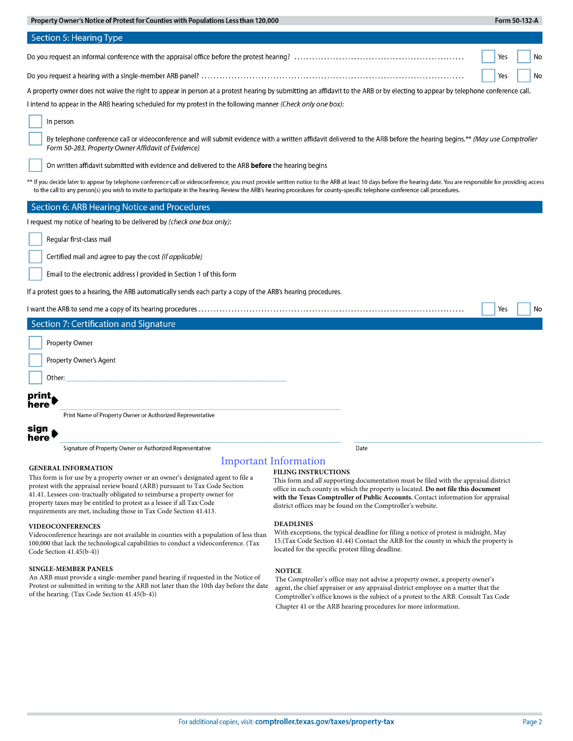## Section 5: Hearing Type

Do you request an informal conference with the appraisal office before the protest hearing? ☐ Yes ☐ No

Do you request a hearing with a single-member ARB panel? ☐ Yes ☐ No

A property owner does not waive the right to appear in person at a protest hearing by submitting an affidavit to the ARB or by electing to appear by telephone conference call.

I intend to appear in the ARB hearing scheduled for my protest in the following manner *(Check only one box)*:

☐ In person

☐ By telephone conference call or videoconference and will submit evidence with a written affidavit delivered to the ARB before the hearing begins.** *(May use Comptroller Form 50-283, Property Owner Affidavit of Evidence)*

☐ On written affidavit submitted with evidence and delivered to the ARB **before** the hearing begins

** If you decide later to appear by telephone conference call or videoconference, you must provide written notice to the ARB at least 10 days before the hearing date. You are responsible for providing access to the call to any person(s) you wish to invite to participate in the hearing. Review the ARB's hearing procedures for county-specific telephone conference call procedures.

## Section 6: ARB Hearing Notice and Procedures

I request my notice of hearing to be delivered by *(check one box only)*:

☐ Regular first-class mail

☐ Certified mail and agree to pay the cost *(if applicable)*

☐ Email to the electronic address I provided in Section 1 of this form

If a protest goes to a hearing, the ARB automatically sends each party a copy of the ARB's hearing procedures.

I want the ARB to send me a copy of its hearing procedures ☐ Yes ☐ No

## Section 7: Certification and Signature

☐ Property Owner

☐ Property Owner's Agent

☐ Other: ______________________________

**print here** ______________________________
Print Name of Property Owner or Authorized Representative

**sign here** ______________________________ ______________________________
Signature of Property Owner or Authorized Representative | Date

# Important Information

**GENERAL INFORMATION**

This form is for use by a property owner or an owner's designated agent to file a protest with the appraisal review board (ARB) pursuant to Tax Code Section 41.41. Lessees con-tractually obligated to reimburse a property owner for property taxes may be entitled to protest as a lessee if all Tax Code requirements are met, including those in Tax Code Section 41.413.

**VIDEOCONFERENCES**

Videoconference hearings are not available in counties with a population of less than 100,000 that lack the technological capabilities to conduct a videoconference. (Tax Code Section 41.45(b-4))

**SINGLE-MEMBER PANELS**

An ARB must provide a single-member panel hearing if requested in the Notice of Protest or submitted in writing to the ARB not later than the 10th day before the date of the hearing. (Tax Code Section 41.45(b-4))

**FILING INSTRUCTIONS**

This form and all supporting documentation must be filed with the appraisal district office in each county in which the property is located. **Do not file this document with the Texas Comptroller of Public Accounts.** Contact information for appraisal district offices may be found on the Comptroller's website.

**DEADLINES**

With exceptions, the typical deadline for filing a notice of protest is midnight, May 15.(Tax Code Section 41.44) Contact the ARB for the county in which the property is located for the specific protest filing deadline.

**NOTICE**

The Comptroller's office may not advise a property owner, a property owner's agent, the chief appraiser or any appraisal district employee on a matter that the Comptroller's office knows is the subject of a protest to the ARB. Consult Tax Code Chapter 41 or the ARB hearing procedures for more information.

For additional copies, visit: **comptroller.texas.gov/taxes/property-tax**